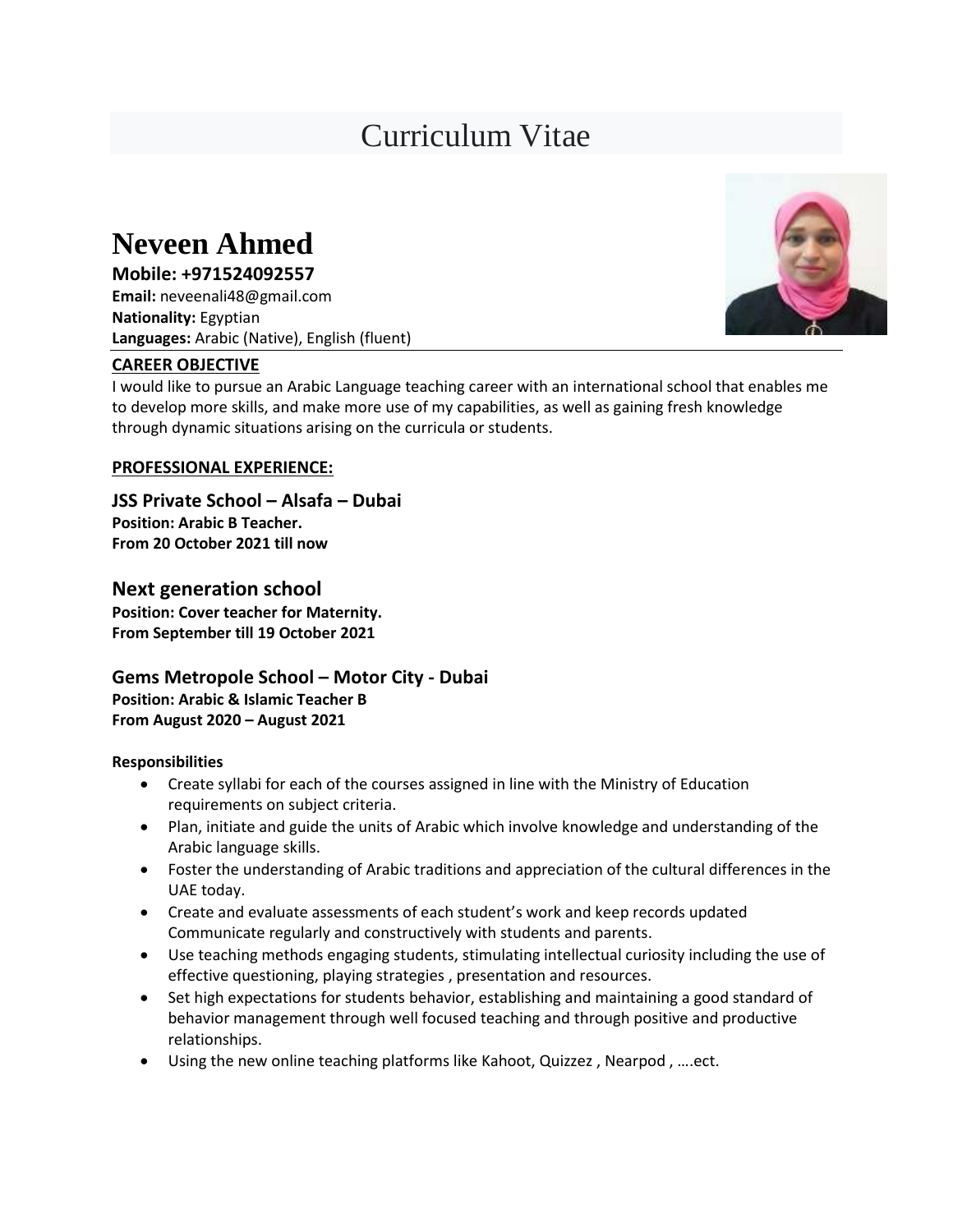# Curriculum Vitae

## Neveen Ahmed

**Mobile: +971524092557**
**Email:** neveenali48@gmail.com
**Nationality:** Egyptian
**Languages:** Arabic (Native), English (fluent)

### CAREER OBJECTIVE

I would like to pursue an Arabic Language teaching career with an international school that enables me to develop more skills, and make more use of my capabilities, as well as gaining fresh knowledge through dynamic situations arising on the curricula or students.

### PROFESSIONAL EXPERIENCE:

**JSS Private School – Alsafa – Dubai**
**Position: Arabic B Teacher.**
**From 20 October 2021 till now**

**Next generation school**
**Position: Cover teacher for Maternity.**
**From September till 19 October 2021**

**Gems Metropole School – Motor City - Dubai**
**Position: Arabic & Islamic Teacher B**
**From August 2020 – August 2021**

**Responsibilities**

- Create syllabi for each of the courses assigned in line with the Ministry of Education requirements on subject criteria.
- Plan, initiate and guide the units of Arabic which involve knowledge and understanding of the Arabic language skills.
- Foster the understanding of Arabic traditions and appreciation of the cultural differences in the UAE today.
- Create and evaluate assessments of each student's work and keep records updated Communicate regularly and constructively with students and parents.
- Use teaching methods engaging students, stimulating intellectual curiosity including the use of effective questioning, playing strategies , presentation and resources.
- Set high expectations for students behavior, establishing and maintaining a good standard of behavior management through well focused teaching and through positive and productive relationships.
- Using the new online teaching platforms like Kahoot, Quizzez , Nearpod , ….ect.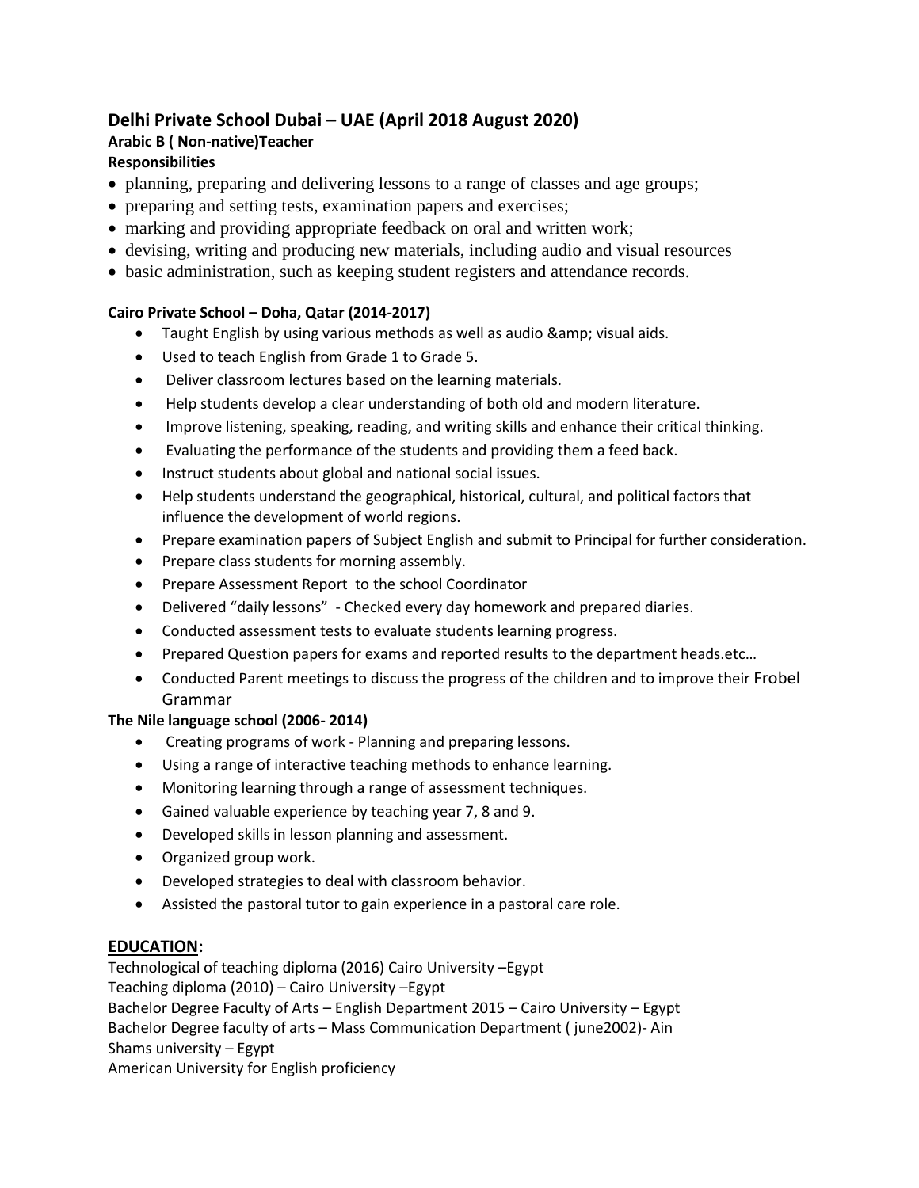**Delhi Private School Dubai – UAE (April 2018 August 2020)**

**Arabic B ( Non-native)Teacher**

**Responsibilities**

- planning, preparing and delivering lessons to a range of classes and age groups;
- preparing and setting tests, examination papers and exercises;
- marking and providing appropriate feedback on oral and written work;
- devising, writing and producing new materials, including audio and visual resources
- basic administration, such as keeping student registers and attendance records.

**Cairo Private School – Doha, Qatar (2014-2017)**

- Taught English by using various methods as well as audio &amp; visual aids.
- Used to teach English from Grade 1 to Grade 5.
- Deliver classroom lectures based on the learning materials.
- Help students develop a clear understanding of both old and modern literature.
- Improve listening, speaking, reading, and writing skills and enhance their critical thinking.
- Evaluating the performance of the students and providing them a feed back.
- Instruct students about global and national social issues.
- Help students understand the geographical, historical, cultural, and political factors that influence the development of world regions.
- Prepare examination papers of Subject English and submit to Principal for further consideration.
- Prepare class students for morning assembly.
- Prepare Assessment Report to the school Coordinator
- Delivered "daily lessons" - Checked every day homework and prepared diaries.
- Conducted assessment tests to evaluate students learning progress.
- Prepared Question papers for exams and reported results to the department heads.etc…
- Conducted Parent meetings to discuss the progress of the children and to improve their Frobel Grammar

**The Nile language school (2006- 2014)**

- Creating programs of work - Planning and preparing lessons.
- Using a range of interactive teaching methods to enhance learning.
- Monitoring learning through a range of assessment techniques.
- Gained valuable experience by teaching year 7, 8 and 9.
- Developed skills in lesson planning and assessment.
- Organized group work.
- Developed strategies to deal with classroom behavior.
- Assisted the pastoral tutor to gain experience in a pastoral care role.

## EDUCATION:

Technological of teaching diploma (2016) Cairo University –Egypt
Teaching diploma (2010) – Cairo University –Egypt
Bachelor Degree Faculty of Arts – English Department 2015 – Cairo University – Egypt
Bachelor Degree faculty of arts – Mass Communication Department ( june2002)- Ain Shams university – Egypt
American University for English proficiency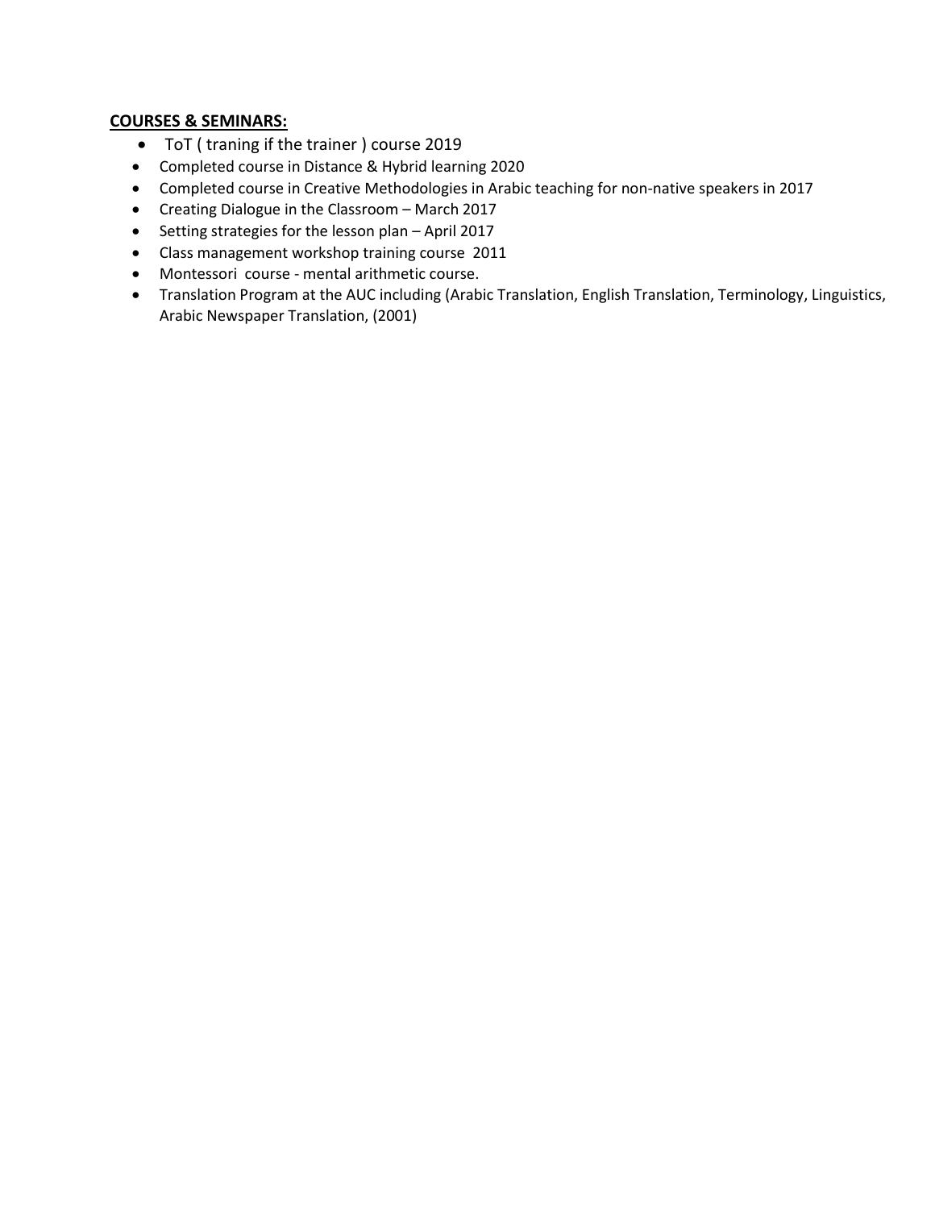**COURSES & SEMINARS:**

- ToT ( traning if the trainer ) course 2019
- Completed course in Distance & Hybrid learning 2020
- Completed course in Creative Methodologies in Arabic teaching for non-native speakers in 2017
- Creating Dialogue in the Classroom – March 2017
- Setting strategies for the lesson plan – April 2017
- Class management workshop training course 2011
- Montessori course - mental arithmetic course.
- Translation Program at the AUC including (Arabic Translation, English Translation, Terminology, Linguistics, Arabic Newspaper Translation, (2001)